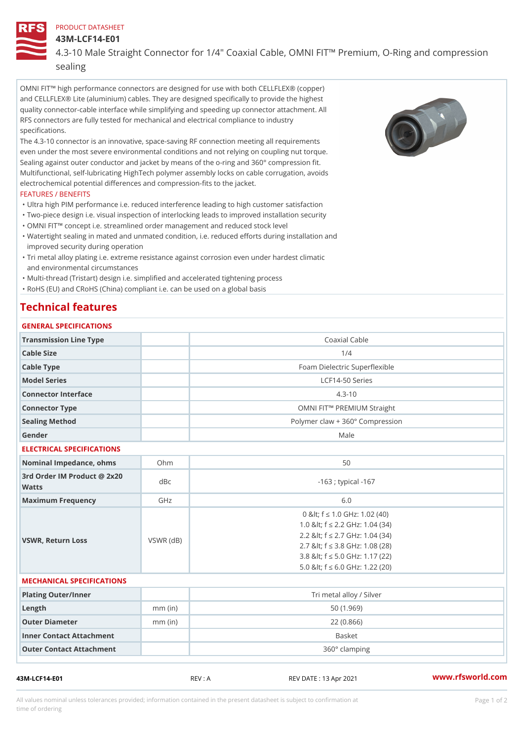PRODUCT DATASHEET

# 43M-LCF14-E01

4.3-10 Male Straight Connector for 1/4" Coaxial Cable, OMNI FIT™ Premium, O-Ring and compression sealing

OMNI FIT™ high performance connectors are designed for use with both CELLFLEX® (copper) and CELLFLEX® Lite (aluminium) cables. They are designed specifically to provide the highest quality connector-cable interface while simplifying and speeding up connector attachment. All RFS connectors are fully tested for mechanical and electrical compliance to industry specifications.

The 4.3-10 connector is an innovative, space-saving RF connection meeting all requirements even under the most severe environmental conditions and not relying on coupling nut torque. Sealing against outer conductor and jacket by means of the o-ring and 360° compression fit. Multifunctional, self-lubricating HighTech polymer assembly locks on cable corrugation, avoids electrochemical potential differences and compression-fits to the jacket.

FEATURES / BENEFITS

- Ultra high PIM performance i.e. reduced interference leading to high customer satisfaction
- Two-piece design i.e. visual inspection of interlocking leads to improved installation security
- OMNI FIT™ concept i.e. streamlined order management and reduced stock level
- Watertight sealing in mated and unmated condition, i.e. reduced efforts during installation and improved security during operation
- Tri metal alloy plating i.e. extreme resistance against corrosion even under hardest climatic and environmental circumstances
- Multi-thread (Tristart) design i.e. simplified and accelerated tightening process
- RoHS (EU) and CRoHS (China) compliant i.e. can be used on a global basis

## Technical features

### GENERAL SPECIFICATIONS

| | | |
|---|---|---|
| Transmission Line Type | | Coaxial Cable |
| Cable Size | | 1/4 |
| Cable Type | | Foam Dielectric Superflexible |
| Model Series | | LCF14-50 Series |
| Connector Interface | | 4.3-10 |
| Connector Type | | OMNI FIT™ PREMIUM Straight |
| Sealing Method | | Polymer claw + 360° Compression |
| Gender | | Male |

### ELECTRICAL SPECIFICATIONS

| | | |
|---|---|---|
| Nominal Impedance, ohms | Ohm | 50 |
| 3rd Order IM Product @ 2x20 Watts | dBc | -163 ; typical -167 |
| Maximum Frequency | GHz | 6.0 |
| VSWR, Return Loss | VSWR (dB) | 0 &lt; f ≤ 1.0 GHz: 1.02 (40)<br>1.0 &lt; f ≤ 2.2 GHz: 1.04 (34)<br>2.2 &lt; f ≤ 2.7 GHz: 1.04 (34)<br>2.7 &lt; f ≤ 3.8 GHz: 1.08 (28)<br>3.8 &lt; f ≤ 5.0 GHz: 1.17 (22)<br>5.0 &lt; f ≤ 6.0 GHz: 1.22 (20) |

### MECHANICAL SPECIFICATIONS

| | | |
|---|---|---|
| Plating Outer/Inner | | Tri metal alloy / Silver |
| Length | mm (in) | 50 (1.969) |
| Outer Diameter | mm (in) | 22 (0.866) |
| Inner Contact Attachment | | Basket |
| Outer Contact Attachment | | 360° clamping |

43M-LCF14-E01 REV : A REV DATE : 13 Apr 2021 www.rfsworld.com

All values nominal unless tolerances provided; information contained in the present datasheet is subject to confirmation at time of ordering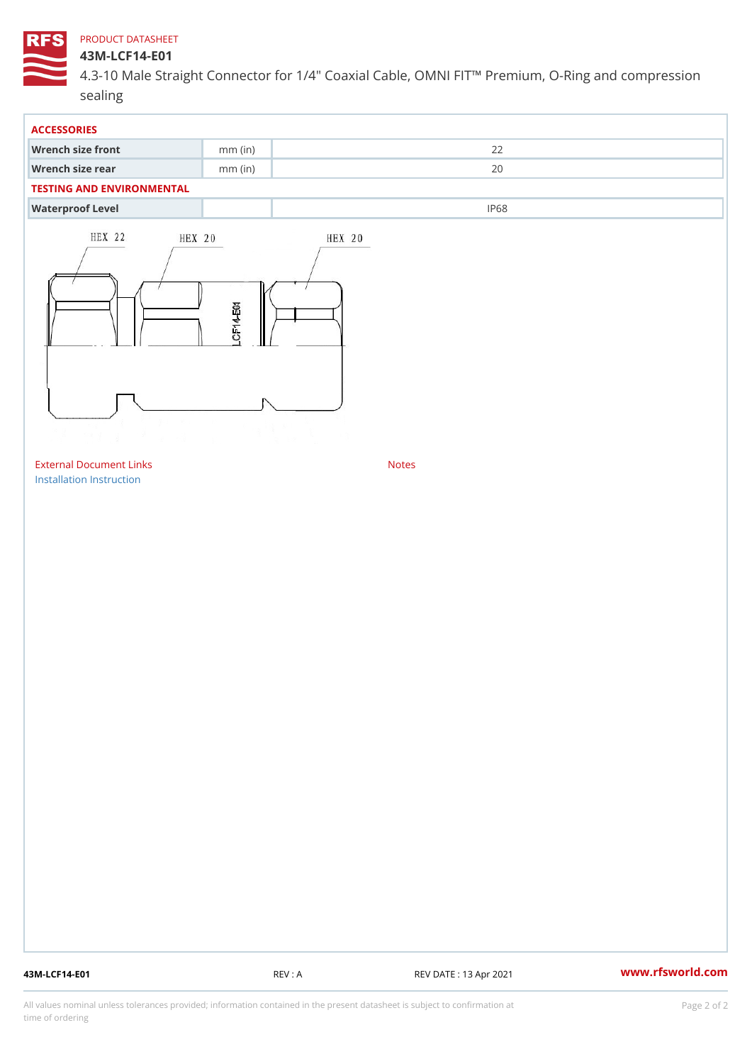PRODUCT DATASHEET

# 43M-LCF14-E01

4.3-10 Male Straight Connector for 1/4" Coaxial Cable, OMNI FIT™ Premium, O-Ring and compression sealing

## ACCESSORIES

| | | |
|---|---|---|
| Wrench size front | mm (in) | 22 |
| Wrench size rear | mm (in) | 20 |

## TESTING AND ENVIRONMENTAL

| | | |
|---|---|---|
| Waterproof Level | | IP68 |

HEX 22

HEX 20

HEX 20

LCF14-E01

External Document Links

Installation Instruction

Notes

43M-LCF14-E01 REV : A REV DATE : 13 Apr 2021 www.rfsworld.com

All values nominal unless tolerances provided; information contained in the present datasheet is subject to confirmation at time of ordering